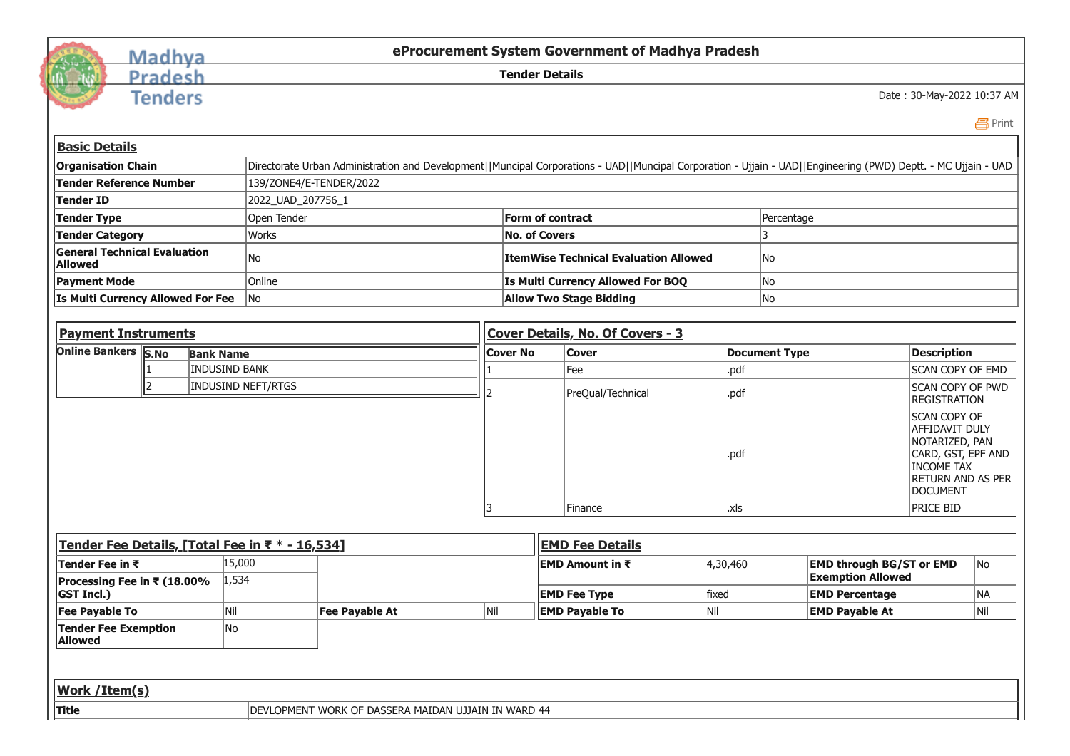# eProcurement System Government of Madhya Pradesh

## Tender Details

Date : 30-May-2022 10:37 AM

### Basic Details

| | | | |
|---|---|---|---|
| **Organisation Chain** | Directorate Urban Administration and Development\|\|Muncipal Corporations - UAD\|\|Muncipal Corporation - Ujjain - UAD\|\|Engineering (PWD) Deptt. - MC Ujjain - UAD | | |
| **Tender Reference Number** | 139/ZONE4/E-TENDER/2022 | | |
| **Tender ID** | 2022_UAD_207756_1 | | |
| **Tender Type** | Open Tender | **Form of contract** | Percentage |
| **Tender Category** | Works | **No. of Covers** | 3 |
| **General Technical Evaluation Allowed** | No | **ItemWise Technical Evaluation Allowed** | No |
| **Payment Mode** | Online | **Is Multi Currency Allowed For BOQ** | No |
| **Is Multi Currency Allowed For Fee** | No | **Allow Two Stage Bidding** | No |

### Payment Instruments

| Online Bankers | S.No | Bank Name |
|---|---|---|
| | 1 | INDUSIND BANK |
| | 2 | INDUSIND NEFT/RTGS |

### Cover Details, No. Of Covers - 3

| Cover No | Cover | Document Type | Description |
|---|---|---|---|
| 1 | Fee | .pdf | SCAN COPY OF EMD |
| 2 | PreQual/Technical | .pdf | SCAN COPY OF PWD REGISTRATION |
| | | .pdf | SCAN COPY OF AFFIDAVIT DULY NOTARIZED, PAN CARD, GST, EPF AND INCOME TAX RETURN AND AS PER DOCUMENT |
| 3 | Finance | .xls | PRICE BID |

### Tender Fee Details, [Total Fee in ₹ * - 16,534]

| | | | |
|---|---|---|---|
| **Tender Fee in ₹** | 15,000 | | |
| **Processing Fee in ₹ (18.00% GST Incl.)** | 1,534 | | |
| **Fee Payable To** | Nil | **Fee Payable At** | Nil |
| **Tender Fee Exemption Allowed** | No | | |

### EMD Fee Details

| | | | |
|---|---|---|---|
| **EMD Amount in ₹** | 4,30,460 | **EMD through BG/ST or EMD Exemption Allowed** | No |
| **EMD Fee Type** | fixed | **EMD Percentage** | NA |
| **EMD Payable To** | Nil | **EMD Payable At** | Nil |

### Work /Item(s)

| | |
|---|---|
| **Title** | DEVLOPMENT WORK OF DASSERA MAIDAN UJJAIN IN WARD 44 |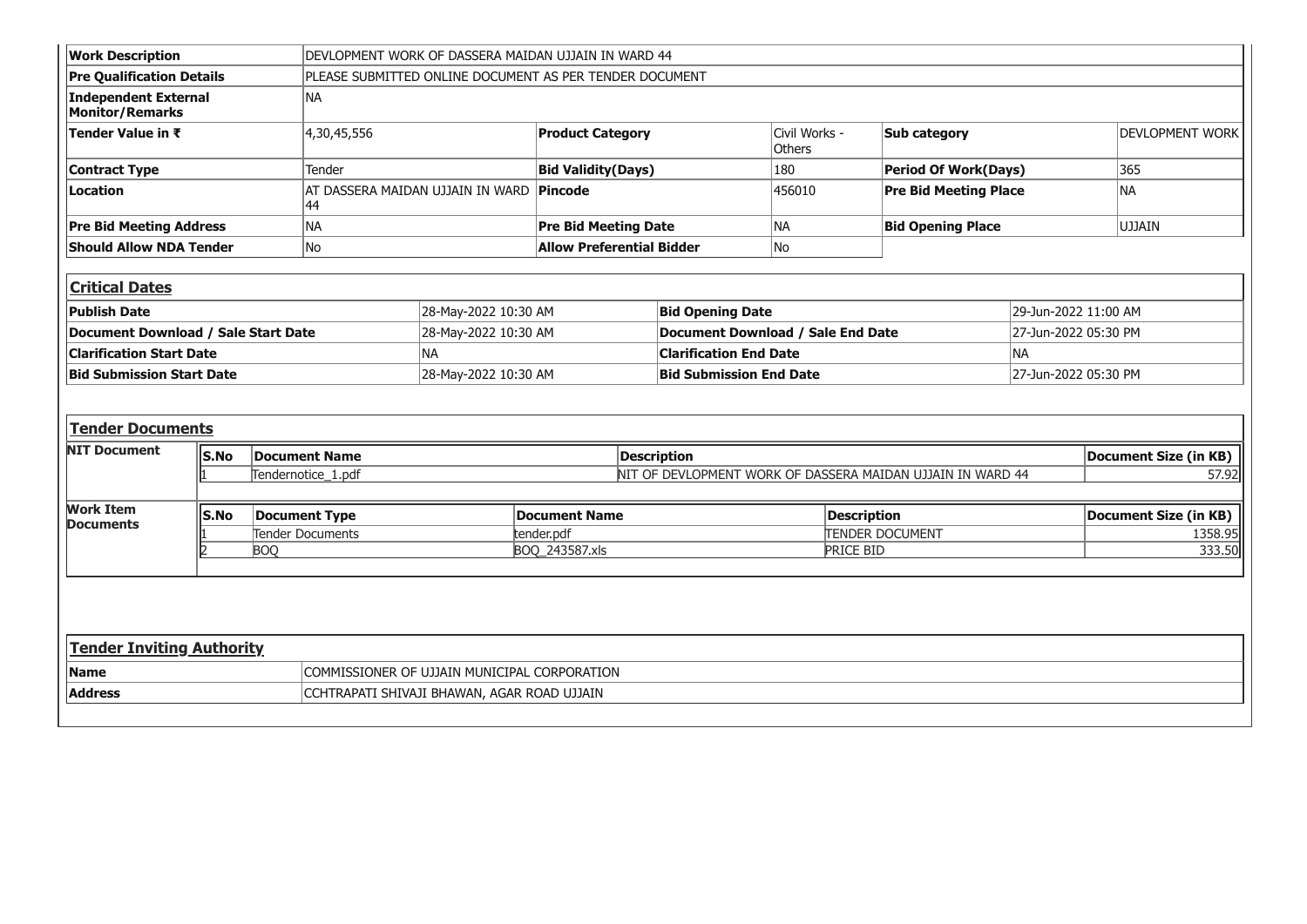| | | | | | | | |
|---|---|---|---|---|---|---|---|
| **Work Description** | DEVLOPMENT WORK OF DASSERA MAIDAN UJJAIN IN WARD 44 | | | | | | |
| **Pre Qualification Details** | PLEASE SUBMITTED ONLINE DOCUMENT AS PER TENDER DOCUMENT | | | | | | |
| **Independent External Monitor/Remarks** | NA | | | | | | |
| **Tender Value in ₹** | 4,30,45,556 | **Product Category** | Civil Works - Others | **Sub category** | DEVLOPMENT WORK | | |
| **Contract Type** | Tender | **Bid Validity(Days)** | 180 | **Period Of Work(Days)** | 365 | | |
| **Location** | AT DASSERA MAIDAN UJJAIN IN WARD 44 | **Pincode** | 456010 | **Pre Bid Meeting Place** | NA | | |
| **Pre Bid Meeting Address** | NA | **Pre Bid Meeting Date** | NA | **Bid Opening Place** | UJJAIN | | |
| **Should Allow NDA Tender** | No | **Allow Preferential Bidder** | No | | | | |

## Critical Dates

| | | | |
|---|---|---|---|
| **Publish Date** | 28-May-2022 10:30 AM | **Bid Opening Date** | 29-Jun-2022 11:00 AM |
| **Document Download / Sale Start Date** | 28-May-2022 10:30 AM | **Document Download / Sale End Date** | 27-Jun-2022 05:30 PM |
| **Clarification Start Date** | NA | **Clarification End Date** | NA |
| **Bid Submission Start Date** | 28-May-2022 10:30 AM | **Bid Submission End Date** | 27-Jun-2022 05:30 PM |

## Tender Documents

**NIT Document**

| S.No | Document Name | Description | Document Size (in KB) |
|---|---|---|---|
| 1 | Tendernotice_1.pdf | NIT OF DEVLOPMENT WORK OF DASSERA MAIDAN UJJAIN IN WARD 44 | 57.92 |

**Work Item Documents**

| S.No | Document Type | Document Name | Description | Document Size (in KB) |
|---|---|---|---|---|
| 1 | Tender Documents | tender.pdf | TENDER DOCUMENT | 1358.95 |
| 2 | BOQ | BOQ_243587.xls | PRICE BID | 333.50 |

## Tender Inviting Authority

| | |
|---|---|
| **Name** | COMMISSIONER OF UJJAIN MUNICIPAL CORPORATION |
| **Address** | CCHTRAPATI SHIVAJI BHAWAN, AGAR ROAD UJJAIN |